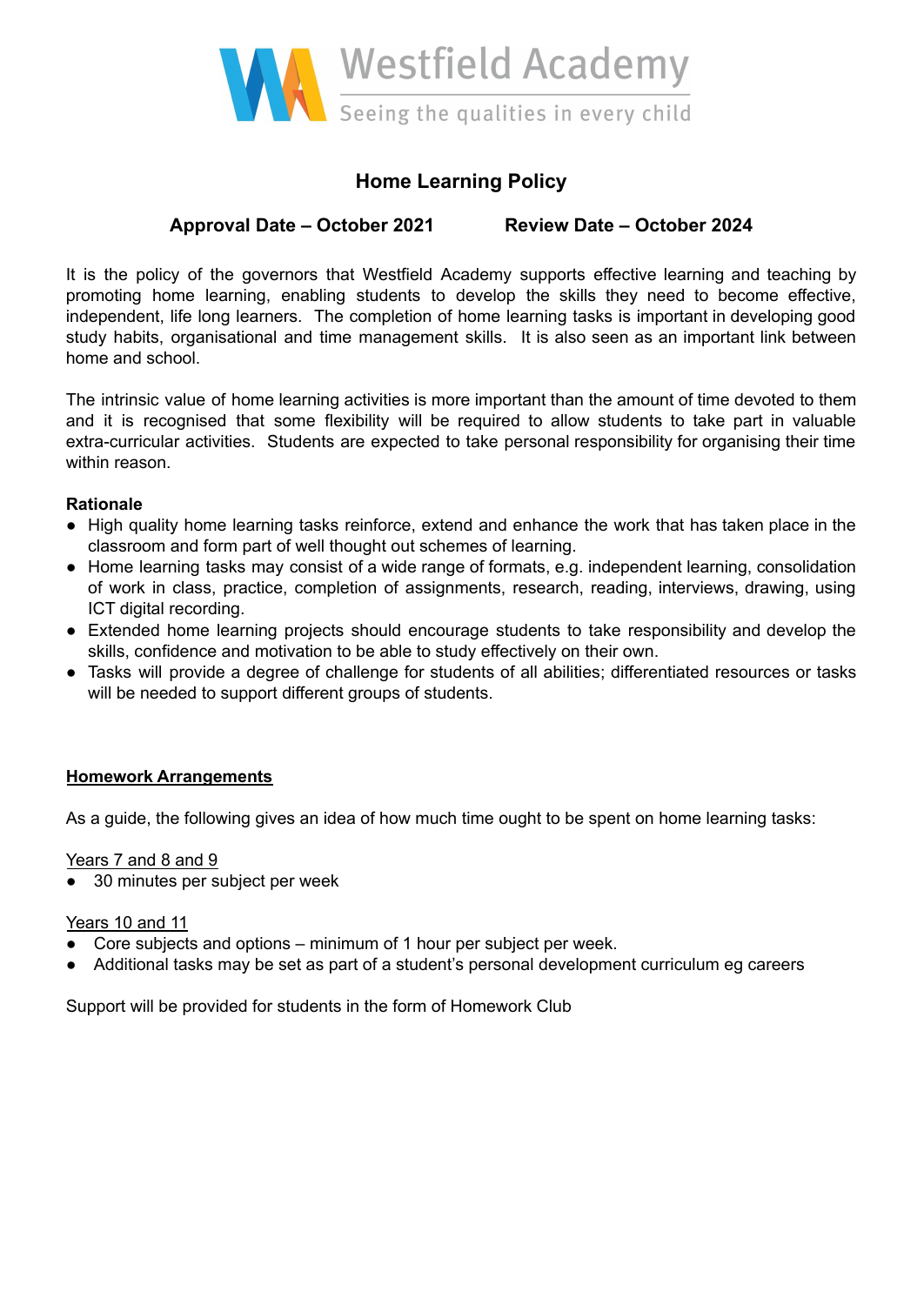# Westfield Academy

Seeing the qualities in every child

## Home Learning Policy

**Approval Date – October 2021** **Review Date – October 2024**

It is the policy of the governors that Westfield Academy supports effective learning and teaching by promoting home learning, enabling students to develop the skills they need to become effective, independent, life long learners. The completion of home learning tasks is important in developing good study habits, organisational and time management skills. It is also seen as an important link between home and school.

The intrinsic value of home learning activities is more important than the amount of time devoted to them and it is recognised that some flexibility will be required to allow students to take part in valuable extra-curricular activities. Students are expected to take personal responsibility for organising their time within reason.

**Rationale**

- High quality home learning tasks reinforce, extend and enhance the work that has taken place in the classroom and form part of well thought out schemes of learning.
- Home learning tasks may consist of a wide range of formats, e.g. independent learning, consolidation of work in class, practice, completion of assignments, research, reading, interviews, drawing, using ICT digital recording.
- Extended home learning projects should encourage students to take responsibility and develop the skills, confidence and motivation to be able to study effectively on their own.
- Tasks will provide a degree of challenge for students of all abilities; differentiated resources or tasks will be needed to support different groups of students.

**Homework Arrangements**

As a guide, the following gives an idea of how much time ought to be spent on home learning tasks:

Years 7 and 8 and 9

- 30 minutes per subject per week

Years 10 and 11

- Core subjects and options – minimum of 1 hour per subject per week.
- Additional tasks may be set as part of a student's personal development curriculum eg careers

Support will be provided for students in the form of Homework Club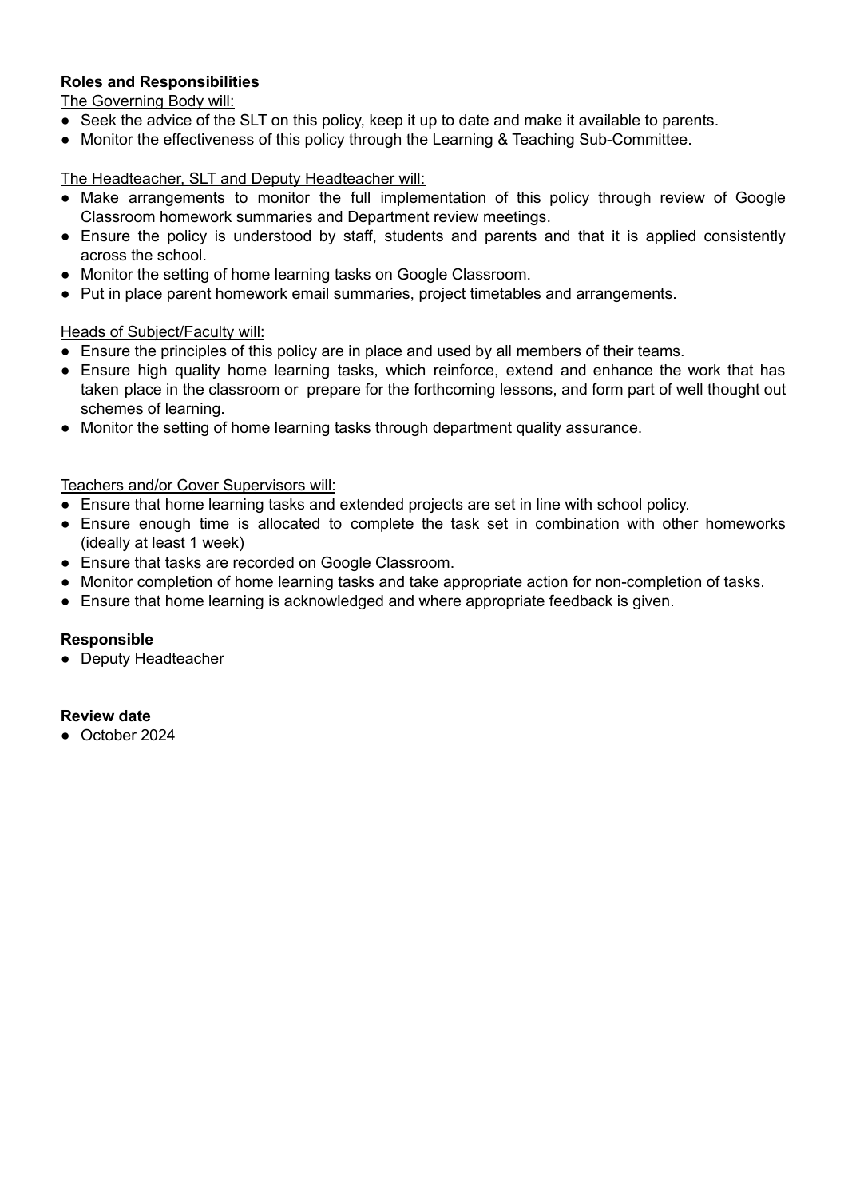**Roles and Responsibilities**

<u>The Governing Body will:</u>

- Seek the advice of the SLT on this policy, keep it up to date and make it available to parents.
- Monitor the effectiveness of this policy through the Learning & Teaching Sub-Committee.

<u>The Headteacher, SLT and Deputy Headteacher will:</u>

- Make arrangements to monitor the full implementation of this policy through review of Google Classroom homework summaries and Department review meetings.
- Ensure the policy is understood by staff, students and parents and that it is applied consistently across the school.
- Monitor the setting of home learning tasks on Google Classroom.
- Put in place parent homework email summaries, project timetables and arrangements.

<u>Heads of Subject/Faculty will:</u>

- Ensure the principles of this policy are in place and used by all members of their teams.
- Ensure high quality home learning tasks, which reinforce, extend and enhance the work that has taken place in the classroom or prepare for the forthcoming lessons, and form part of well thought out schemes of learning.
- Monitor the setting of home learning tasks through department quality assurance.

<u>Teachers and/or Cover Supervisors will:</u>

- Ensure that home learning tasks and extended projects are set in line with school policy.
- Ensure enough time is allocated to complete the task set in combination with other homeworks (ideally at least 1 week)
- Ensure that tasks are recorded on Google Classroom.
- Monitor completion of home learning tasks and take appropriate action for non-completion of tasks.
- Ensure that home learning is acknowledged and where appropriate feedback is given.

**Responsible**

- Deputy Headteacher

**Review date**

- October 2024